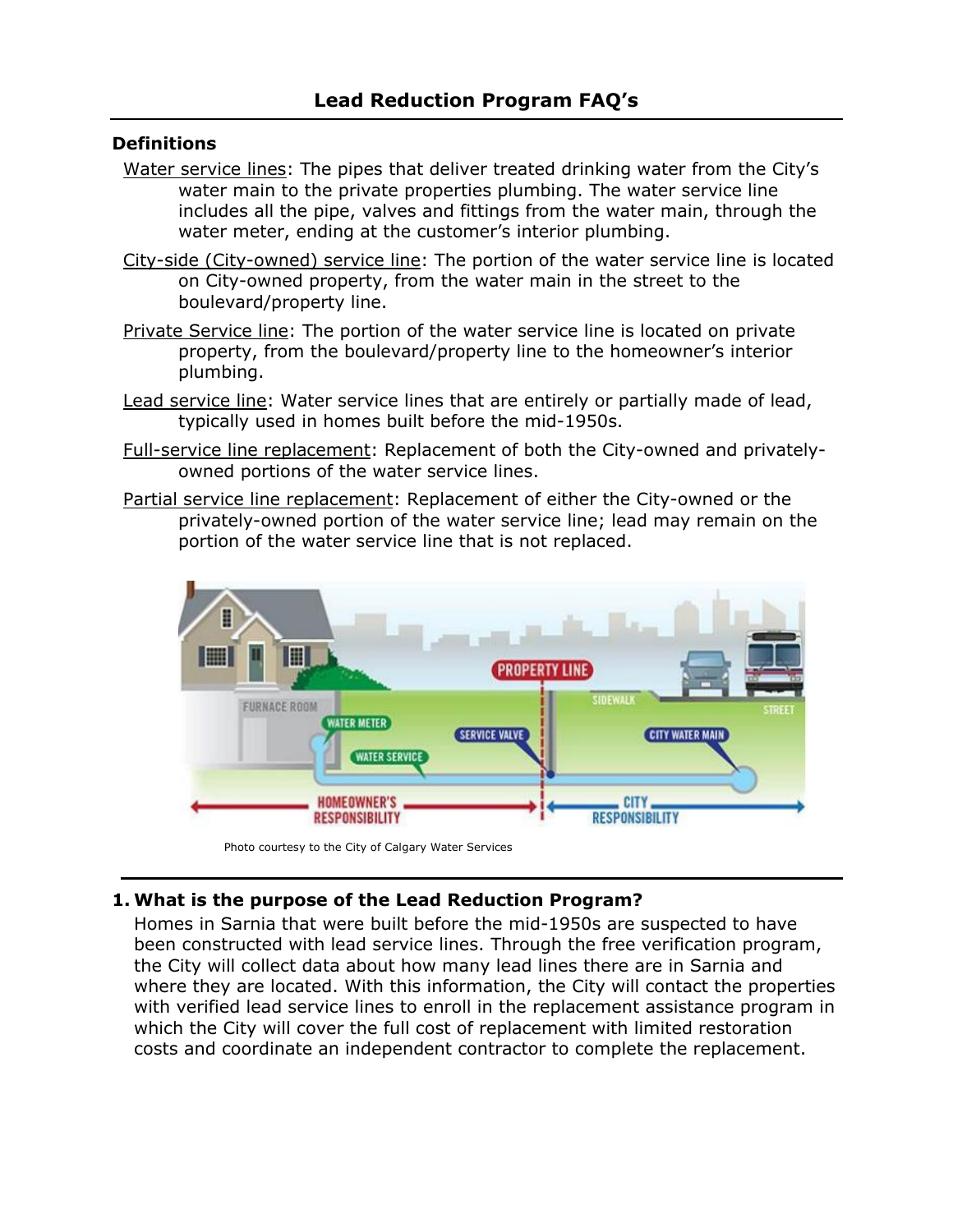# Lead Reduction Program FAQ's

## Definitions

Water service lines: The pipes that deliver treated drinking water from the City's water main to the private properties plumbing. The water service line includes all the pipe, valves and fittings from the water main, through the water meter, ending at the customer's interior plumbing.

City-side (City-owned) service line: The portion of the water service line is located on City-owned property, from the water main in the street to the boulevard/property line.

Private Service line: The portion of the water service line is located on private property, from the boulevard/property line to the homeowner's interior plumbing.

Lead service line: Water service lines that are entirely or partially made of lead, typically used in homes built before the mid-1950s.

Full-service line replacement: Replacement of both the City-owned and privately-owned portions of the water service lines.

Partial service line replacement: Replacement of either the City-owned or the privately-owned portion of the water service line; lead may remain on the portion of the water service line that is not replaced.

Photo courtesy to the City of Calgary Water Services

## 1. What is the purpose of the Lead Reduction Program?

Homes in Sarnia that were built before the mid-1950s are suspected to have been constructed with lead service lines. Through the free verification program, the City will collect data about how many lead lines there are in Sarnia and where they are located. With this information, the City will contact the properties with verified lead service lines to enroll in the replacement assistance program in which the City will cover the full cost of replacement with limited restoration costs and coordinate an independent contractor to complete the replacement.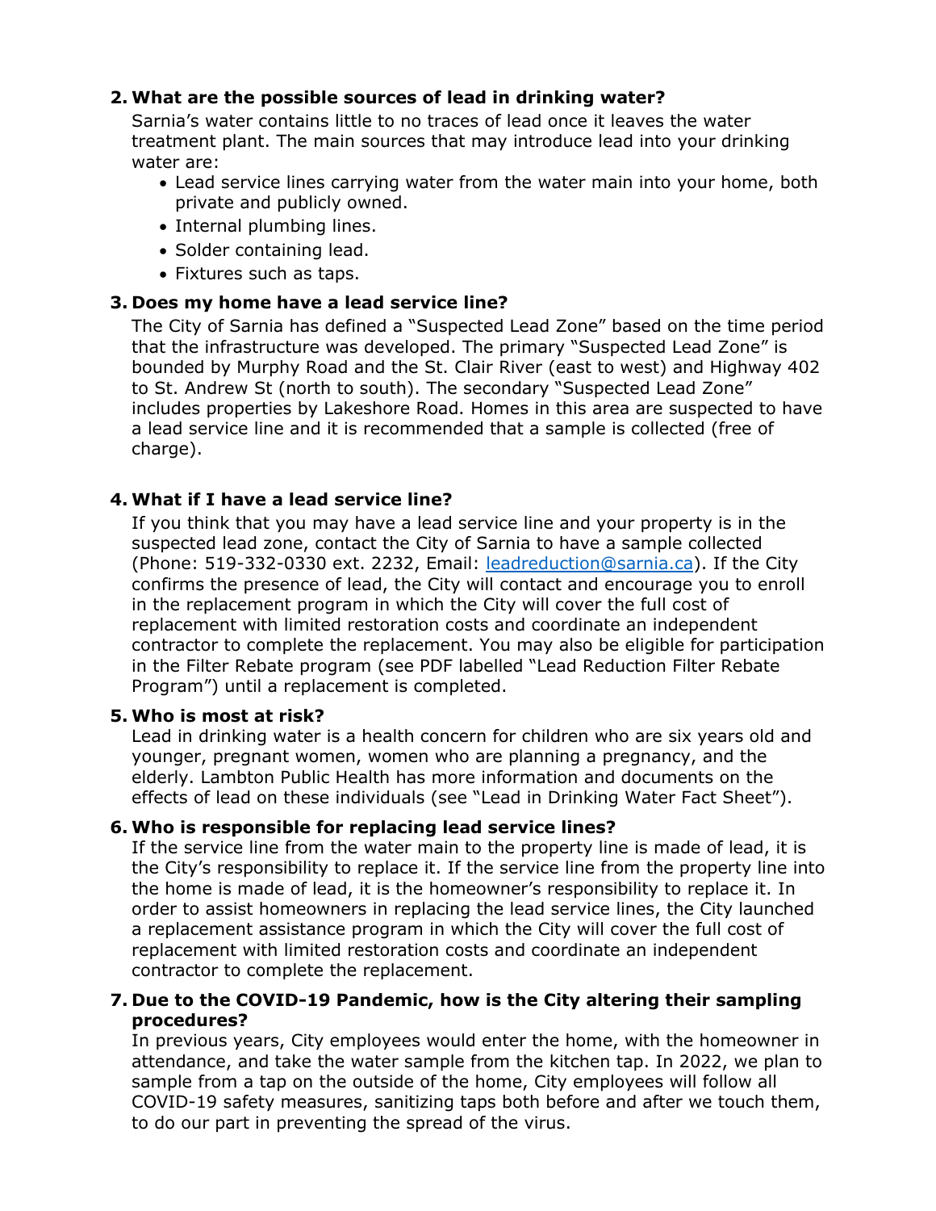2. **What are the possible sources of lead in drinking water?**

   Sarnia's water contains little to no traces of lead once it leaves the water treatment plant. The main sources that may introduce lead into your drinking water are:

   - Lead service lines carrying water from the water main into your home, both private and publicly owned.
   - Internal plumbing lines.
   - Solder containing lead.
   - Fixtures such as taps.

3. **Does my home have a lead service line?**

   The City of Sarnia has defined a "Suspected Lead Zone" based on the time period that the infrastructure was developed. The primary "Suspected Lead Zone" is bounded by Murphy Road and the St. Clair River (east to west) and Highway 402 to St. Andrew St (north to south). The secondary "Suspected Lead Zone" includes properties by Lakeshore Road. Homes in this area are suspected to have a lead service line and it is recommended that a sample is collected (free of charge).

4. **What if I have a lead service line?**

   If you think that you may have a lead service line and your property is in the suspected lead zone, contact the City of Sarnia to have a sample collected (Phone: 519-332-0330 ext. 2232, Email: [leadreduction@sarnia.ca](mailto:leadreduction@sarnia.ca)). If the City confirms the presence of lead, the City will contact and encourage you to enroll in the replacement program in which the City will cover the full cost of replacement with limited restoration costs and coordinate an independent contractor to complete the replacement. You may also be eligible for participation in the Filter Rebate program (see PDF labelled "Lead Reduction Filter Rebate Program") until a replacement is completed.

5. **Who is most at risk?**

   Lead in drinking water is a health concern for children who are six years old and younger, pregnant women, women who are planning a pregnancy, and the elderly. Lambton Public Health has more information and documents on the effects of lead on these individuals (see "Lead in Drinking Water Fact Sheet").

6. **Who is responsible for replacing lead service lines?**

   If the service line from the water main to the property line is made of lead, it is the City's responsibility to replace it. If the service line from the property line into the home is made of lead, it is the homeowner's responsibility to replace it. In order to assist homeowners in replacing the lead service lines, the City launched a replacement assistance program in which the City will cover the full cost of replacement with limited restoration costs and coordinate an independent contractor to complete the replacement.

7. **Due to the COVID-19 Pandemic, how is the City altering their sampling procedures?**

   In previous years, City employees would enter the home, with the homeowner in attendance, and take the water sample from the kitchen tap. In 2022, we plan to sample from a tap on the outside of the home, City employees will follow all COVID-19 safety measures, sanitizing taps both before and after we touch them, to do our part in preventing the spread of the virus.